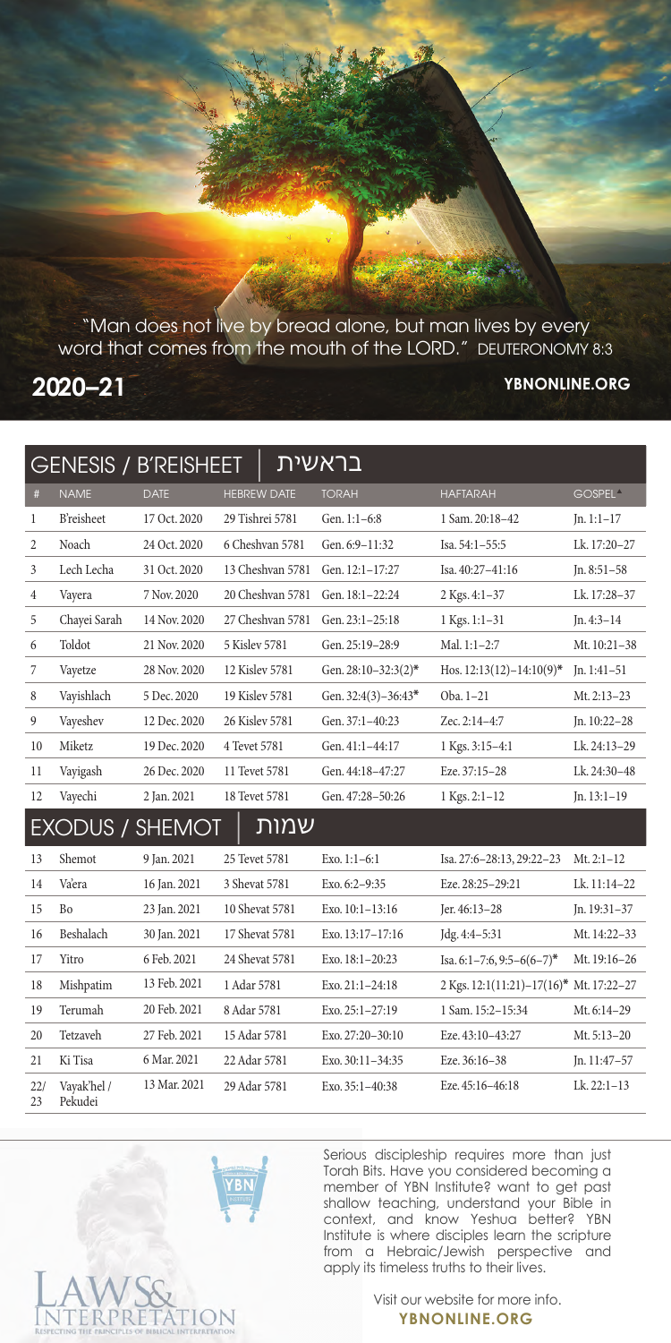"Man does not live by bread alone, but man lives by every word that comes from the mouth of the LORD." DEUTERONOMY 8:3

**2020–21**

**YBNONLINE.ORG**

## GENESIS / B'REISHEET | בראשית

| # | NAME | DATE | HEBREW DATE | TORAH | HAFTARAH | GOSPEL▲ |
|---|---|---|---|---|---|---|
| 1 | B'reisheet | 17 Oct. 2020 | 29 Tishrei 5781 | Gen. 1:1–6:8 | 1 Sam. 20:18–42 | Jn. 1:1–17 |
| 2 | Noach | 24 Oct. 2020 | 6 Cheshvan 5781 | Gen. 6:9–11:32 | Isa. 54:1–55:5 | Lk. 17:20–27 |
| 3 | Lech Lecha | 31 Oct. 2020 | 13 Cheshvan 5781 | Gen. 12:1–17:27 | Isa. 40:27–41:16 | Jn. 8:51–58 |
| 4 | Vayera | 7 Nov. 2020 | 20 Cheshvan 5781 | Gen. 18:1–22:24 | 2 Kgs. 4:1–37 | Lk. 17:28–37 |
| 5 | Chayei Sarah | 14 Nov. 2020 | 27 Cheshvan 5781 | Gen. 23:1–25:18 | 1 Kgs. 1:1–31 | Jn. 4:3–14 |
| 6 | Toldot | 21 Nov. 2020 | 5 Kislev 5781 | Gen. 25:19–28:9 | Mal. 1:1–2:7 | Mt. 10:21–38 |
| 7 | Vayetze | 28 Nov. 2020 | 12 Kislev 5781 | Gen. 28:10–32:3(2)* | Hos. 12:13(12)–14:10(9)* | Jn. 1:41–51 |
| 8 | Vayishlach | 5 Dec. 2020 | 19 Kislev 5781 | Gen. 32:4(3)–36:43* | Oba. 1–21 | Mt. 2:13–23 |
| 9 | Vayeshev | 12 Dec. 2020 | 26 Kislev 5781 | Gen. 37:1–40:23 | Zec. 2:14–4:7 | Jn. 10:22–28 |
| 10 | Miketz | 19 Dec. 2020 | 4 Tevet 5781 | Gen. 41:1–44:17 | 1 Kgs. 3:15–4:1 | Lk. 24:13–29 |
| 11 | Vayigash | 26 Dec. 2020 | 11 Tevet 5781 | Gen. 44:18–47:27 | Eze. 37:15–28 | Lk. 24:30–48 |
| 12 | Vayechi | 2 Jan. 2021 | 18 Tevet 5781 | Gen. 47:28–50:26 | 1 Kgs. 2:1–12 | Jn. 13:1–19 |

## EXODUS / SHEMOT | שמות

| # | NAME | DATE | HEBREW DATE | TORAH | HAFTARAH | GOSPEL▲ |
|---|---|---|---|---|---|---|
| 13 | Shemot | 9 Jan. 2021 | 25 Tevet 5781 | Exo. 1:1–6:1 | Isa. 27:6–28:13, 29:22–23 | Mt. 2:1–12 |
| 14 | Va'era | 16 Jan. 2021 | 3 Shevat 5781 | Exo. 6:2–9:35 | Eze. 28:25–29:21 | Lk. 11:14–22 |
| 15 | Bo | 23 Jan. 2021 | 10 Shevat 5781 | Exo. 10:1–13:16 | Jer. 46:13–28 | Jn. 19:31–37 |
| 16 | Beshalach | 30 Jan. 2021 | 17 Shevat 5781 | Exo. 13:17–17:16 | Jdg. 4:4–5:31 | Mt. 14:22–33 |
| 17 | Yitro | 6 Feb. 2021 | 24 Shevat 5781 | Exo. 18:1–20:23 | Isa. 6:1–7:6, 9:5–6(6–7)* | Mt. 19:16–26 |
| 18 | Mishpatim | 13 Feb. 2021 | 1 Adar 5781 | Exo. 21:1–24:18 | 2 Kgs. 12:1(11:21)–17(16)* | Mt. 17:22–27 |
| 19 | Terumah | 20 Feb. 2021 | 8 Adar 5781 | Exo. 25:1–27:19 | 1 Sam. 15:2–15:34 | Mt. 6:14–29 |
| 20 | Tetzaveh | 27 Feb. 2021 | 15 Adar 5781 | Exo. 27:20–30:10 | Eze. 43:10–43:27 | Mt. 5:13–20 |
| 21 | Ki Tisa | 6 Mar. 2021 | 22 Adar 5781 | Exo. 30:11–34:35 | Eze. 36:16–38 | Jn. 11:47–57 |
| 22/23 | Vayak'hel / Pekudei | 13 Mar. 2021 | 29 Adar 5781 | Exo. 35:1–40:38 | Eze. 45:16–46:18 | Lk. 22:1–13 |

LAWS& INTERPRETATION

RESPECTING THE PRINCIPLES OF BIBLICAL INTERPRETATION

YBN

Serious discipleship requires more than just Torah Bits. Have you considered becoming a member of YBN Institute? want to get past shallow teaching, understand your Bible in context, and know Yeshua better? YBN Institute is where disciples learn the scripture from a Hebraic/Jewish perspective and apply its timeless truths to their lives.

Visit our website for more info.
**YBNONLINE.ORG**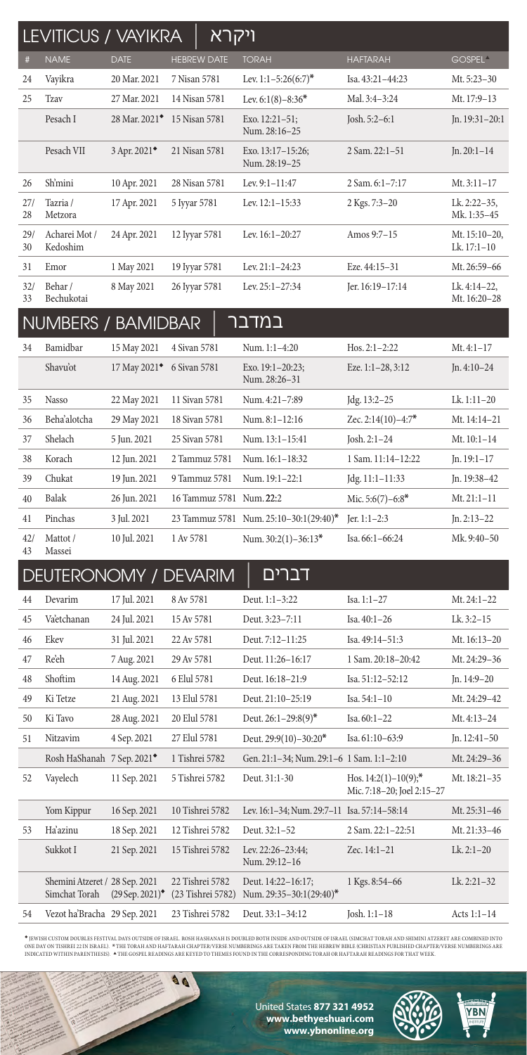## LEVITICUS / VAYIKRA | ויקרא

| # | NAME | DATE | HEBREW DATE | TORAH | HAFTARAH | GOSPEL▲ |
|---|---|---|---|---|---|---|
| 24 | Vayikra | 20 Mar. 2021 | 7 Nisan 5781 | Lev. 1:1–5:26(6:7)* | Isa. 43:21–44:23 | Mt. 5:23–30 |
| 25 | Tzav | 27 Mar. 2021 | 14 Nisan 5781 | Lev. 6:1(8)–8:36* | Mal. 3:4–3:24 | Mt. 17:9–13 |
| | Pesach I | 28 Mar. 2021◆ | 15 Nisan 5781 | Exo. 12:21–51; Num. 28:16–25 | Josh. 5:2–6:1 | Jn. 19:31–20:1 |
| | Pesach VII | 3 Apr. 2021◆ | 21 Nisan 5781 | Exo. 13:17–15:26; Num. 28:19–25 | 2 Sam. 22:1–51 | Jn. 20:1–14 |
| 26 | Sh'mini | 10 Apr. 2021 | 28 Nisan 5781 | Lev. 9:1–11:47 | 2 Sam. 6:1–7:17 | Mt. 3:11–17 |
| 27/28 | Tazria / Metzora | 17 Apr. 2021 | 5 Iyyar 5781 | Lev. 12:1–15:33 | 2 Kgs. 7:3–20 | Lk. 2:22–35, Mk. 1:35–45 |
| 29/30 | Acharei Mot / Kedoshim | 24 Apr. 2021 | 12 Iyyar 5781 | Lev. 16:1–20:27 | Amos 9:7–15 | Mt. 15:10–20, Lk. 17:1–10 |
| 31 | Emor | 1 May 2021 | 19 Iyyar 5781 | Lev. 21:1–24:23 | Eze. 44:15–31 | Mt. 26:59–66 |
| 32/33 | Behar / Bechukotai | 8 May 2021 | 26 Iyyar 5781 | Lev. 25:1–27:34 | Jer. 16:19–17:14 | Lk. 4:14–22, Mt. 16:20–28 |

## NUMBERS / BAMIDBAR | במדבר

| # | NAME | DATE | HEBREW DATE | TORAH | HAFTARAH | GOSPEL▲ |
|---|---|---|---|---|---|---|
| 34 | Bamidbar | 15 May 2021 | 4 Sivan 5781 | Num. 1:1–4:20 | Hos. 2:1–2:22 | Mt. 4:1–17 |
| | Shavu'ot | 17 May 2021◆ | 6 Sivan 5781 | Exo. 19:1–20:23; Num. 28:26–31 | Eze. 1:1–28, 3:12 | Jn. 4:10–24 |
| 35 | Nasso | 22 May 2021 | 11 Sivan 5781 | Num. 4:21–7:89 | Jdg. 13:2–25 | Lk. 1:11–20 |
| 36 | Beha'alotcha | 29 May 2021 | 18 Sivan 5781 | Num. 8:1–12:16 | Zec. 2:14(10)–4:7* | Mt. 14:14–21 |
| 37 | Shelach | 5 Jun. 2021 | 25 Sivan 5781 | Num. 13:1–15:41 | Josh. 2:1–24 | Mt. 10:1–14 |
| 38 | Korach | 12 Jun. 2021 | 2 Tammuz 5781 | Num. 16:1–18:32 | 1 Sam. 11:14–12:22 | Jn. 19:1–17 |
| 39 | Chukat | 19 Jun. 2021 | 9 Tammuz 5781 | Num. 19:1–22:1 | Jdg. 11:1–11:33 | Jn. 19:38–42 |
| 40 | Balak | 26 Jun. 2021 | 16 Tammuz 5781 | Num. 22:2 | Mic. 5:6(7)–6:8* | Mt. 21:1–11 |
| 41 | Pinchas | 3 Jul. 2021 | 23 Tammuz 5781 | Num. 25:10–30:1(29:40)* | Jer. 1:1–2:3 | Jn. 2:13–22 |
| 42/43 | Mattot / Massei | 10 Jul. 2021 | 1 Av 5781 | Num. 30:2(1)–36:13* | Isa. 66:1–66:24 | Mk. 9:40–50 |

## DEUTERONOMY / DEVARIM | דברים

| # | NAME | DATE | HEBREW DATE | TORAH | HAFTARAH | GOSPEL▲ |
|---|---|---|---|---|---|---|
| 44 | Devarim | 17 Jul. 2021 | 8 Av 5781 | Deut. 1:1–3:22 | Isa. 1:1–27 | Mt. 24:1–22 |
| 45 | Va'etchanan | 24 Jul. 2021 | 15 Av 5781 | Deut. 3:23–7:11 | Isa. 40:1–26 | Lk. 3:2–15 |
| 46 | Ekev | 31 Jul. 2021 | 22 Av 5781 | Deut. 7:12–11:25 | Isa. 49:14–51:3 | Mt. 16:13–20 |
| 47 | Re'eh | 7 Aug. 2021 | 29 Av 5781 | Deut. 11:26–16:17 | 1 Sam. 20:18–20:42 | Mt. 24:29–36 |
| 48 | Shoftim | 14 Aug. 2021 | 6 Elul 5781 | Deut. 16:18–21:9 | Isa. 51:12–52:12 | Jn. 14:9–20 |
| 49 | Ki Tetze | 21 Aug. 2021 | 13 Elul 5781 | Deut. 21:10–25:19 | Isa. 54:1–10 | Mt. 24:29–42 |
| 50 | Ki Tavo | 28 Aug. 2021 | 20 Elul 5781 | Deut. 26:1–29:8(9)* | Isa. 60:1–22 | Mt. 4:13–24 |
| 51 | Nitzavim | 4 Sep. 2021 | 27 Elul 5781 | Deut. 29:9(10)–30:20* | Isa. 61:10–63:9 | Jn. 12:41–50 |
| | Rosh HaShanah | 7 Sep. 2021◆ | 1 Tishrei 5782 | Gen. 21:1–34; Num. 29:1–6 | 1 Sam. 1:1–2:10 | Mt. 24:29–36 |
| 52 | Vayelech | 11 Sep. 2021 | 5 Tishrei 5782 | Deut. 31:1-30 | Hos. 14:2(1)–10(9);* Mic. 7:18–20; Joel 2:15–27 | Mt. 18:21–35 |
| | Yom Kippur | 16 Sep. 2021 | 10 Tishrei 5782 | Lev. 16:1–34; Num. 29:7–11 | Isa. 57:14–58:14 | Mt. 25:31–46 |
| 53 | Ha'azinu | 18 Sep. 2021 | 12 Tishrei 5782 | Deut. 32:1–52 | 2 Sam. 22:1–22:51 | Mt. 21:33–46 |
| | Sukkot I | 21 Sep. 2021 | 15 Tishrei 5782 | Lev. 22:26–23:44; Num. 29:12–16 | Zec. 14:1–21 | Lk. 2:1–20 |
| | Shemini Atzeret / Simchat Torah | 28 Sep. 2021 (29 Sep. 2021)◆ | 22 Tishrei 5782 (23 Tishrei 5782) | Deut. 14:22–16:17; Num. 29:35–30:1(29:40)* | 1 Kgs. 8:54–66 | Lk. 2:21–32 |
| 54 | Vezot ha'Bracha | 29 Sep. 2021 | 23 Tishrei 5782 | Deut. 33:1–34:12 | Josh. 1:1–18 | Acts 1:1–14 |

◆ JEWISH CUSTOM DOUBLES FESTIVAL DAYS OUTSIDE OF ISRAEL. ROSH HASHANAH IS DOUBLED BOTH INSIDE AND OUTSIDE OF ISRAEL (SIMCHAT TORAH AND SHMINI ATZERET ARE COMBINED INTO ONE DAY ON TISHREI 22 IN ISRAEL). * THE TORAH AND HAFTARAH CHAPTER/VERSE NUMBERINGS ARE TAKEN FROM THE HEBREW BIBLE (CHRISTIAN PUBLISHED CHAPTER/VERSE NUMBERINGS ARE INDICATED WITHIN PARENTHESIS). ▲ THE GOSPEL READINGS ARE KEYED TO THEMES FOUND IN THE CORRESPONDING TORAH OR HAFTARAH READINGS FOR THAT WEEK.

United States **877 321 4952**
**www.bethyeshuari.com**
**www.ybnonline.org**